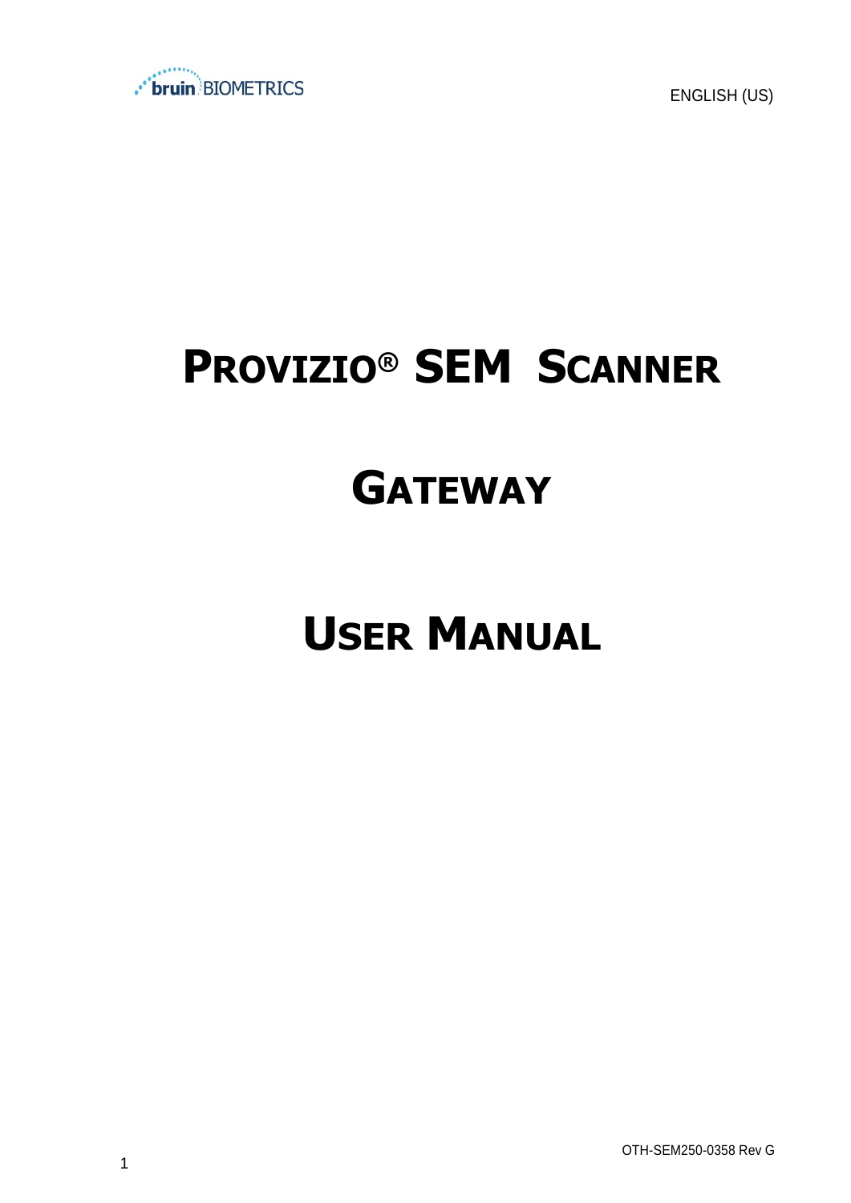ENGLISH (US)

# PROVIZIO® SEM SCANNER

# GATEWAY

# USER MANUAL

OTH-SEM250-0358 Rev G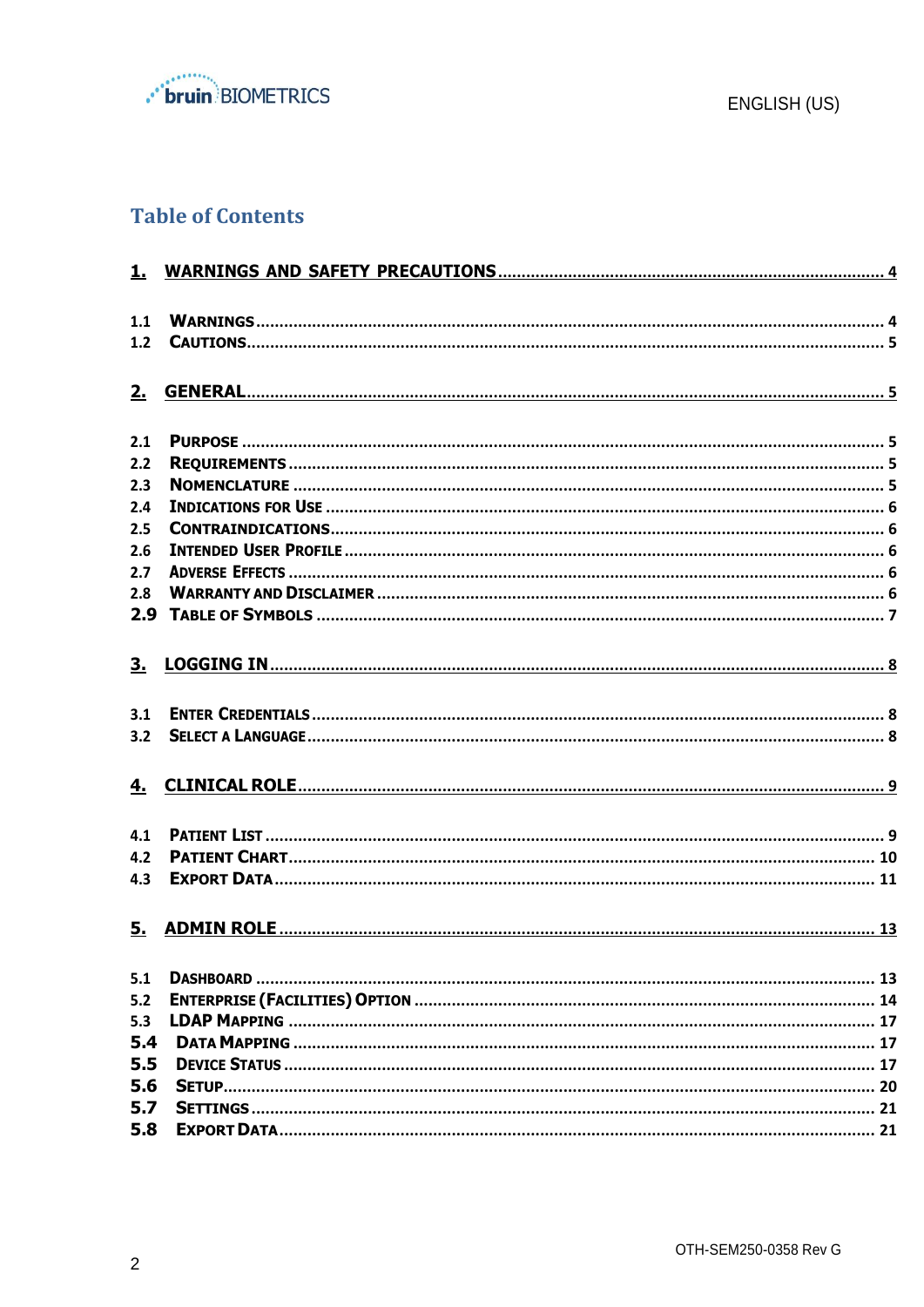# Table of Contents

**1. WARNINGS AND SAFETY PRECAUTIONS** ..... 4

1.1 WARNINGS ..... 4
1.2 CAUTIONS ..... 5

**2. GENERAL** ..... 5

2.1 PURPOSE ..... 5
2.2 REQUIREMENTS ..... 5
2.3 NOMENCLATURE ..... 5
2.4 INDICATIONS FOR USE ..... 6
2.5 CONTRAINDICATIONS ..... 6
2.6 INTENDED USER PROFILE ..... 6
2.7 ADVERSE EFFECTS ..... 6
2.8 WARRANTY AND DISCLAIMER ..... 6
2.9 TABLE OF SYMBOLS ..... 7

**3. LOGGING IN** ..... 8

3.1 ENTER CREDENTIALS ..... 8
3.2 SELECT A LANGUAGE ..... 8

**4. CLINICAL ROLE** ..... 9

4.1 PATIENT LIST ..... 9
4.2 PATIENT CHART ..... 10
4.3 EXPORT DATA ..... 11

**5. ADMIN ROLE** ..... 13

5.1 DASHBOARD ..... 13
5.2 ENTERPRISE (FACILITIES) OPTION ..... 14
5.3 LDAP MAPPING ..... 17
5.4 DATA MAPPING ..... 17
5.5 DEVICE STATUS ..... 17
5.6 SETUP ..... 20
5.7 SETTINGS ..... 21
5.8 EXPORT DATA ..... 21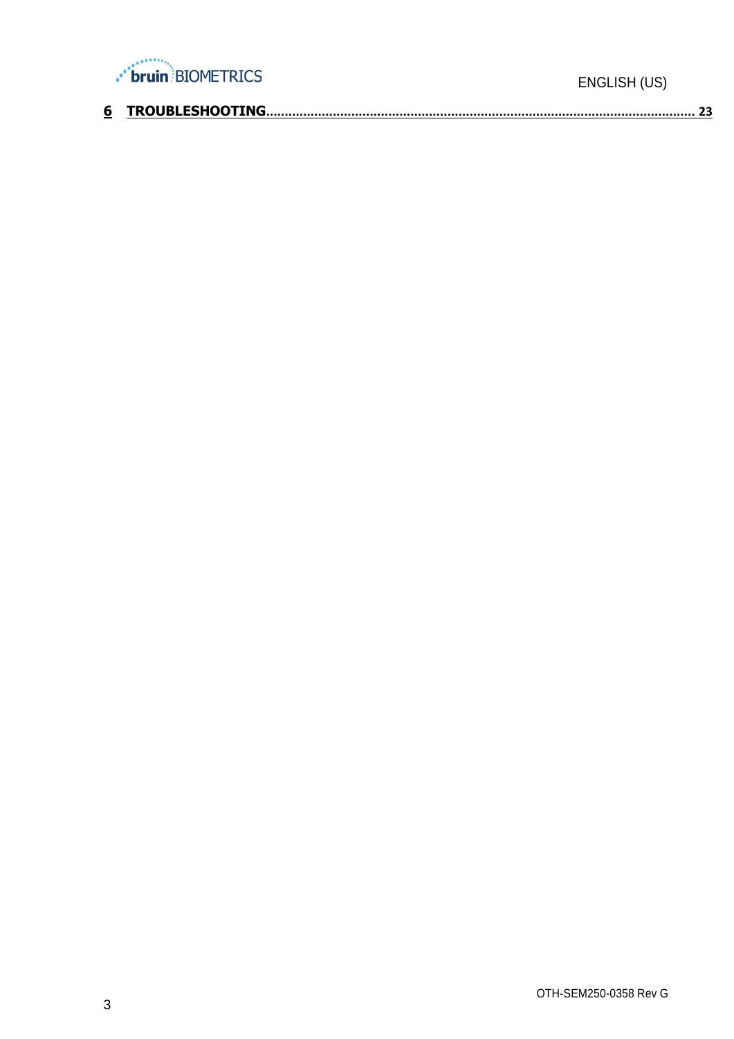6 TROUBLESHOOTING.......................................................................................................................... 23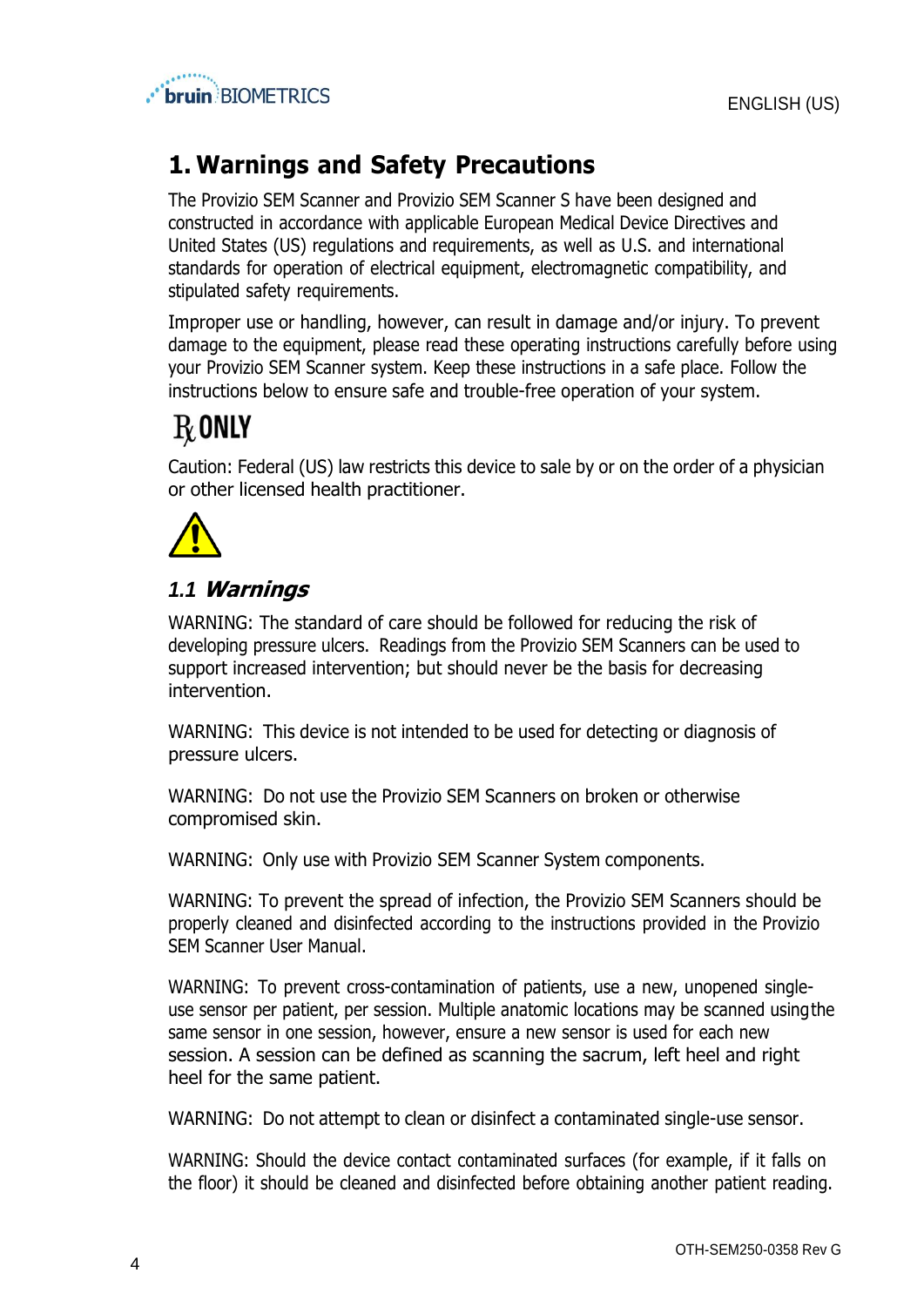# 1. Warnings and Safety Precautions

The Provizio SEM Scanner and Provizio SEM Scanner S have been designed and constructed in accordance with applicable European Medical Device Directives and United States (US) regulations and requirements, as well as U.S. and international standards for operation of electrical equipment, electromagnetic compatibility, and stipulated safety requirements.

Improper use or handling, however, can result in damage and/or injury. To prevent damage to the equipment, please read these operating instructions carefully before using your Provizio SEM Scanner system. Keep these instructions in a safe place. Follow the instructions below to ensure safe and trouble-free operation of your system.

℞ ONLY

Caution: Federal (US) law restricts this device to sale by or on the order of a physician or other licensed health practitioner.

## *1.1 Warnings*

WARNING: The standard of care should be followed for reducing the risk of developing pressure ulcers. Readings from the Provizio SEM Scanners can be used to support increased intervention; but should never be the basis for decreasing intervention.

WARNING: This device is not intended to be used for detecting or diagnosis of pressure ulcers.

WARNING: Do not use the Provizio SEM Scanners on broken or otherwise compromised skin.

WARNING: Only use with Provizio SEM Scanner System components.

WARNING: To prevent the spread of infection, the Provizio SEM Scanners should be properly cleaned and disinfected according to the instructions provided in the Provizio SEM Scanner User Manual.

WARNING: To prevent cross-contamination of patients, use a new, unopened single-use sensor per patient, per session. Multiple anatomic locations may be scanned using the same sensor in one session, however, ensure a new sensor is used for each new session. A session can be defined as scanning the sacrum, left heel and right heel for the same patient.

WARNING: Do not attempt to clean or disinfect a contaminated single-use sensor.

WARNING: Should the device contact contaminated surfaces (for example, if it falls on the floor) it should be cleaned and disinfected before obtaining another patient reading.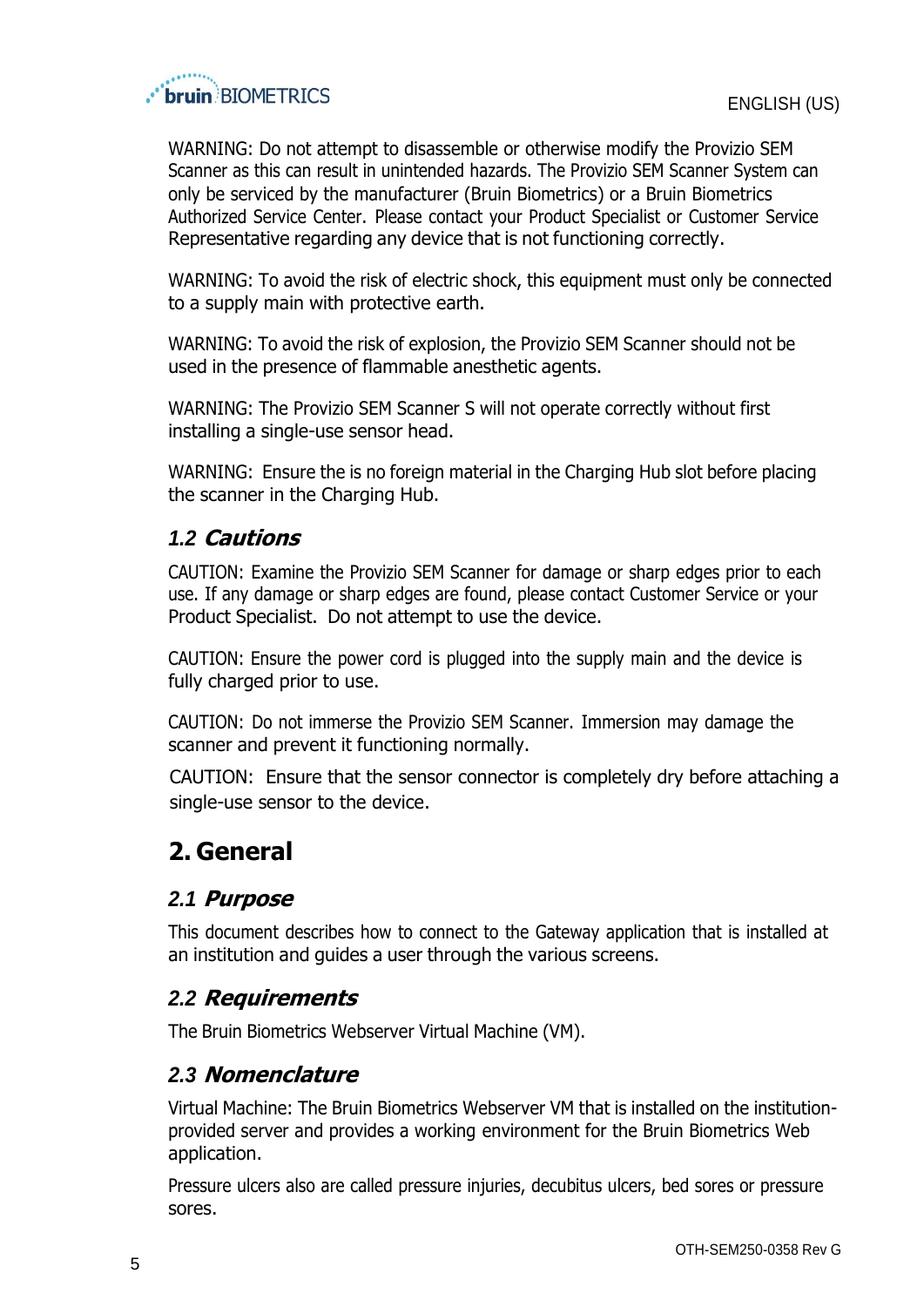WARNING: Do not attempt to disassemble or otherwise modify the Provizio SEM Scanner as this can result in unintended hazards. The Provizio SEM Scanner System can only be serviced by the manufacturer (Bruin Biometrics) or a Bruin Biometrics Authorized Service Center. Please contact your Product Specialist or Customer Service Representative regarding any device that is not functioning correctly.

WARNING: To avoid the risk of electric shock, this equipment must only be connected to a supply main with protective earth.

WARNING: To avoid the risk of explosion, the Provizio SEM Scanner should not be used in the presence of flammable anesthetic agents.

WARNING: The Provizio SEM Scanner S will not operate correctly without first installing a single-use sensor head.

WARNING: Ensure the is no foreign material in the Charging Hub slot before placing the scanner in the Charging Hub.

### *1.2 Cautions*

CAUTION: Examine the Provizio SEM Scanner for damage or sharp edges prior to each use. If any damage or sharp edges are found, please contact Customer Service or your Product Specialist. Do not attempt to use the device.

CAUTION: Ensure the power cord is plugged into the supply main and the device is fully charged prior to use.

CAUTION: Do not immerse the Provizio SEM Scanner. Immersion may damage the scanner and prevent it functioning normally.

CAUTION: Ensure that the sensor connector is completely dry before attaching a single-use sensor to the device.

## 2. General

### *2.1 Purpose*

This document describes how to connect to the Gateway application that is installed at an institution and guides a user through the various screens.

### *2.2 Requirements*

The Bruin Biometrics Webserver Virtual Machine (VM).

### *2.3 Nomenclature*

Virtual Machine: The Bruin Biometrics Webserver VM that is installed on the institution-provided server and provides a working environment for the Bruin Biometrics Web application.

Pressure ulcers also are called pressure injuries, decubitus ulcers, bed sores or pressure sores.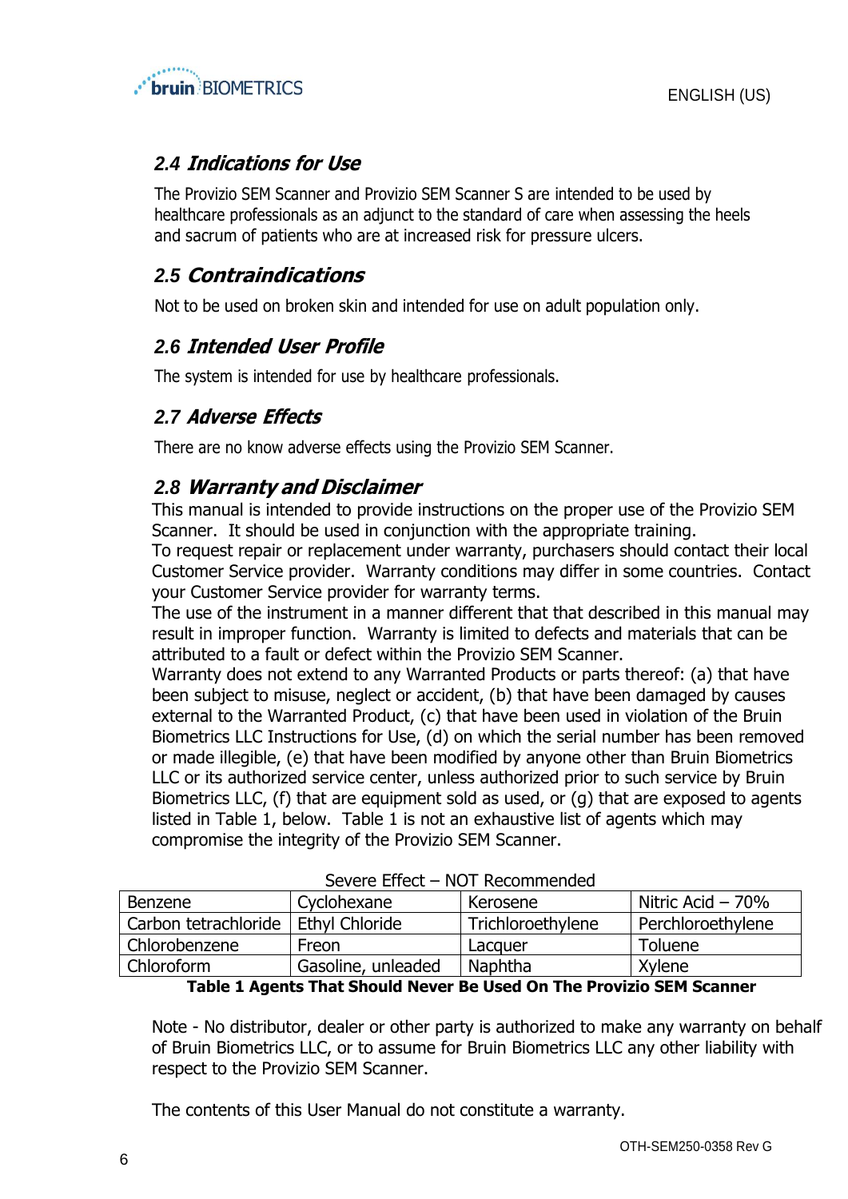## 2.4 *Indications for Use*

The Provizio SEM Scanner and Provizio SEM Scanner S are intended to be used by healthcare professionals as an adjunct to the standard of care when assessing the heels and sacrum of patients who are at increased risk for pressure ulcers.

## 2.5 *Contraindications*

Not to be used on broken skin and intended for use on adult population only.

## 2.6 *Intended User Profile*

The system is intended for use by healthcare professionals.

## 2.7 *Adverse Effects*

There are no know adverse effects using the Provizio SEM Scanner.

## 2.8 *Warranty and Disclaimer*

This manual is intended to provide instructions on the proper use of the Provizio SEM Scanner. It should be used in conjunction with the appropriate training.

To request repair or replacement under warranty, purchasers should contact their local Customer Service provider. Warranty conditions may differ in some countries. Contact your Customer Service provider for warranty terms.

The use of the instrument in a manner different that that described in this manual may result in improper function. Warranty is limited to defects and materials that can be attributed to a fault or defect within the Provizio SEM Scanner.

Warranty does not extend to any Warranted Products or parts thereof: (a) that have been subject to misuse, neglect or accident, (b) that have been damaged by causes external to the Warranted Product, (c) that have been used in violation of the Bruin Biometrics LLC Instructions for Use, (d) on which the serial number has been removed or made illegible, (e) that have been modified by anyone other than Bruin Biometrics LLC or its authorized service center, unless authorized prior to such service by Bruin Biometrics LLC, (f) that are equipment sold as used, or (g) that are exposed to agents listed in Table 1, below. Table 1 is not an exhaustive list of agents which may compromise the integrity of the Provizio SEM Scanner.

Severe Effect – NOT Recommended

| Benzene | Cyclohexane | Kerosene | Nitric Acid – 70% |
|---|---|---|---|
| Carbon tetrachloride | Ethyl Chloride | Trichloroethylene | Perchloroethylene |
| Chlorobenzene | Freon | Lacquer | Toluene |
| Chloroform | Gasoline, unleaded | Naphtha | Xylene |

**Table 1 Agents That Should Never Be Used On The Provizio SEM Scanner**

Note - No distributor, dealer or other party is authorized to make any warranty on behalf of Bruin Biometrics LLC, or to assume for Bruin Biometrics LLC any other liability with respect to the Provizio SEM Scanner.

The contents of this User Manual do not constitute a warranty.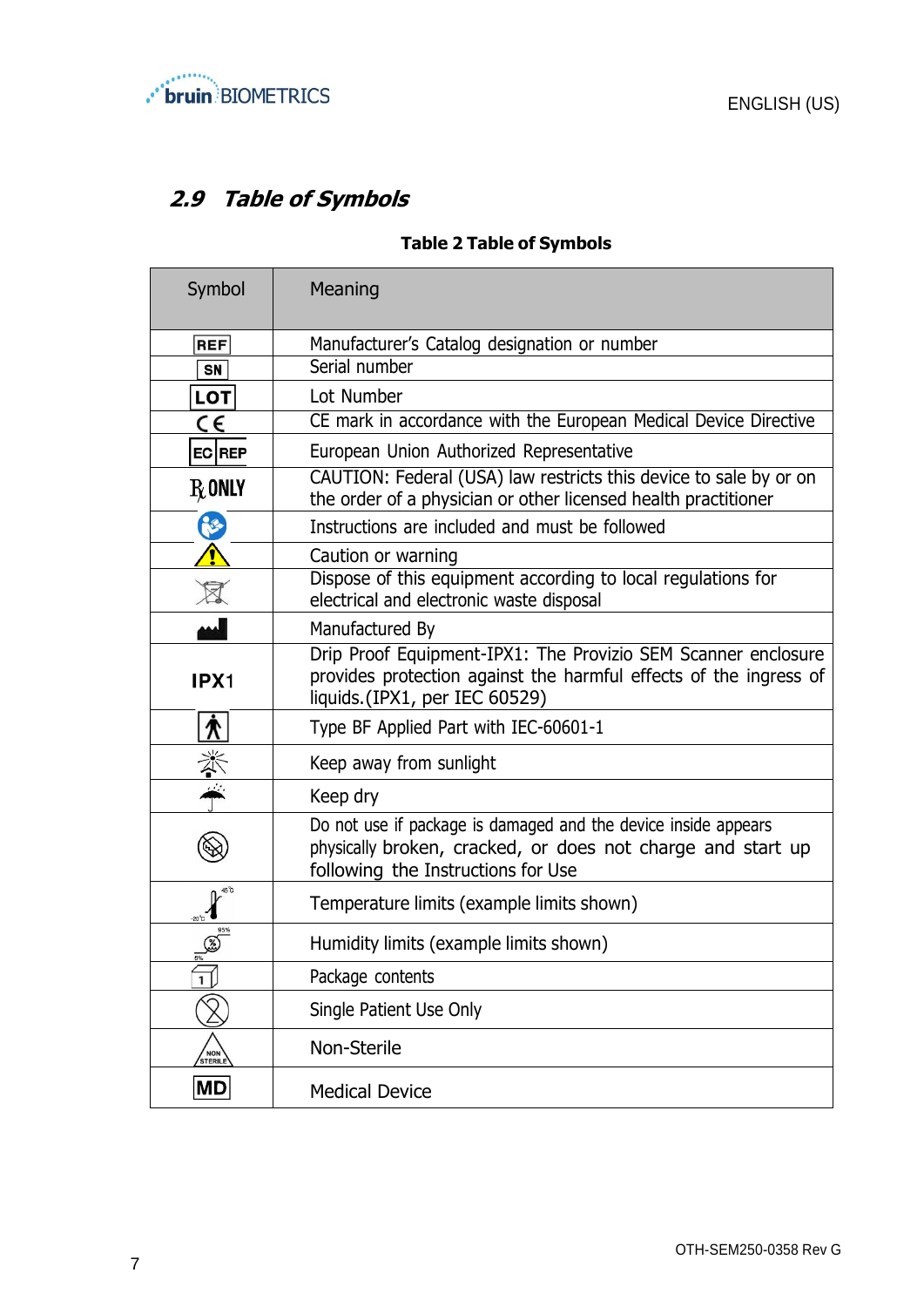## 2.9 Table of Symbols

**Table 2 Table of Symbols**

| Symbol | Meaning |
|---|---|
| REF | Manufacturer's Catalog designation or number |
| SN | Serial number |
| LOT | Lot Number |
| CE | CE mark in accordance with the European Medical Device Directive |
| EC REP | European Union Authorized Representative |
| ℞ ONLY | CAUTION: Federal (USA) law restricts this device to sale by or on the order of a physician or other licensed health practitioner |
| | Instructions are included and must be followed |
| | Caution or warning |
| | Dispose of this equipment according to local regulations for electrical and electronic waste disposal |
| | Manufactured By |
| IPX1 | Drip Proof Equipment-IPX1: The Provizio SEM Scanner enclosure provides protection against the harmful effects of the ingress of liquids.(IPX1, per IEC 60529) |
| | Type BF Applied Part with IEC-60601-1 |
| | Keep away from sunlight |
| | Keep dry |
| | Do not use if package is damaged and the device inside appears physically broken, cracked, or does not charge and start up following the Instructions for Use |
| 45°C / -20°C | Temperature limits (example limits shown) |
| 95% / 5% | Humidity limits (example limits shown) |
| 1 | Package contents |
| | Single Patient Use Only |
| NON STERILE | Non-Sterile |
| MD | Medical Device |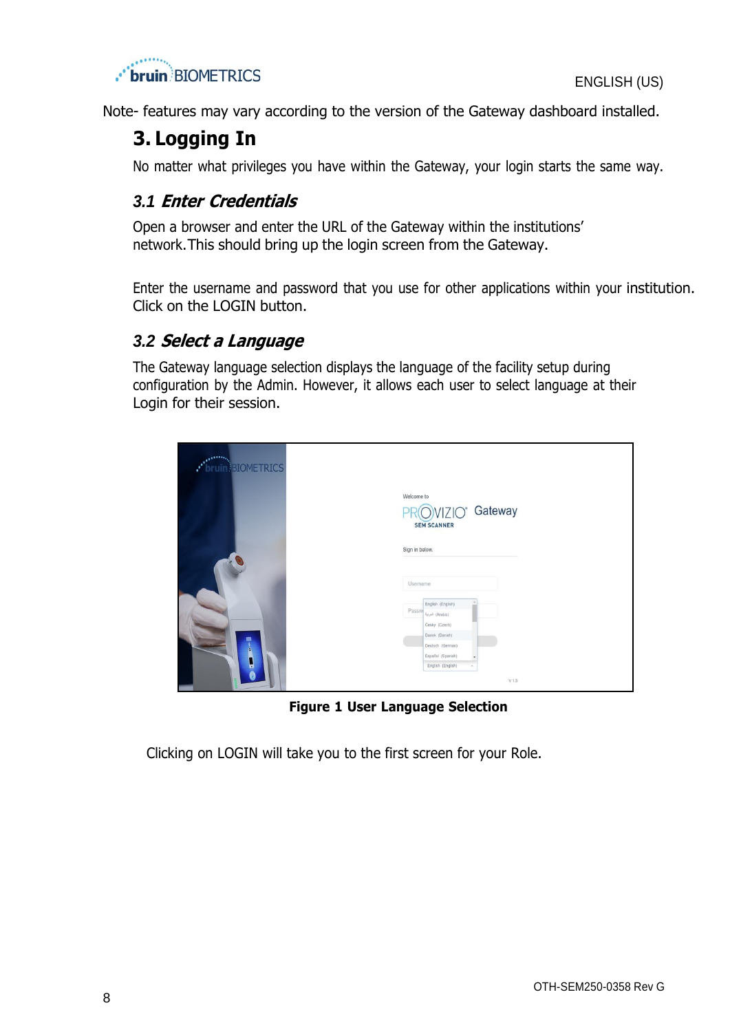Note- features may vary according to the version of the Gateway dashboard installed.

# 3. Logging In

No matter what privileges you have within the Gateway, your login starts the same way.

## 3.1 *Enter Credentials*

Open a browser and enter the URL of the Gateway within the institutions' network. This should bring up the login screen from the Gateway.

Enter the username and password that you use for other applications within your institution. Click on the LOGIN button.

## 3.2 *Select a Language*

The Gateway language selection displays the language of the facility setup during configuration by the Admin. However, it allows each user to select language at their Login for their session.

**Figure 1 User Language Selection**

Clicking on LOGIN will take you to the first screen for your Role.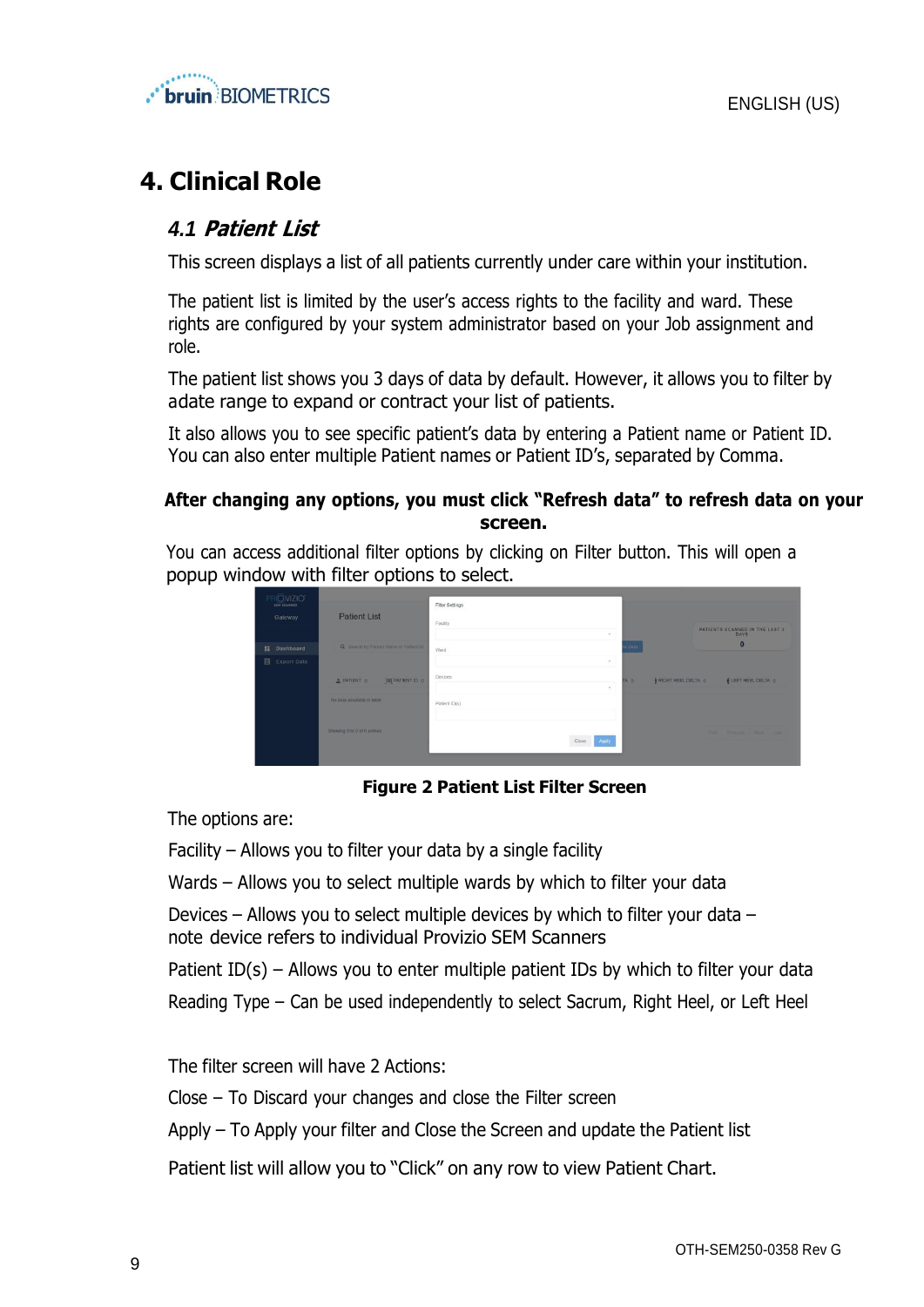# 4. Clinical Role

## 4.1 *Patient List*

This screen displays a list of all patients currently under care within your institution.

The patient list is limited by the user's access rights to the facility and ward. These rights are configured by your system administrator based on your Job assignment and role.

The patient list shows you 3 days of data by default. However, it allows you to filter by adate range to expand or contract your list of patients.

It also allows you to see specific patient's data by entering a Patient name or Patient ID. You can also enter multiple Patient names or Patient ID's, separated by Comma.

**After changing any options, you must click "Refresh data" to refresh data on your screen.**

You can access additional filter options by clicking on Filter button. This will open a popup window with filter options to select.

**Figure 2 Patient List Filter Screen**

The options are:

Facility – Allows you to filter your data by a single facility

Wards – Allows you to select multiple wards by which to filter your data

Devices – Allows you to select multiple devices by which to filter your data – note device refers to individual Provizio SEM Scanners

Patient ID(s) – Allows you to enter multiple patient IDs by which to filter your data

Reading Type – Can be used independently to select Sacrum, Right Heel, or Left Heel

The filter screen will have 2 Actions:

Close – To Discard your changes and close the Filter screen

Apply – To Apply your filter and Close the Screen and update the Patient list

Patient list will allow you to "Click" on any row to view Patient Chart.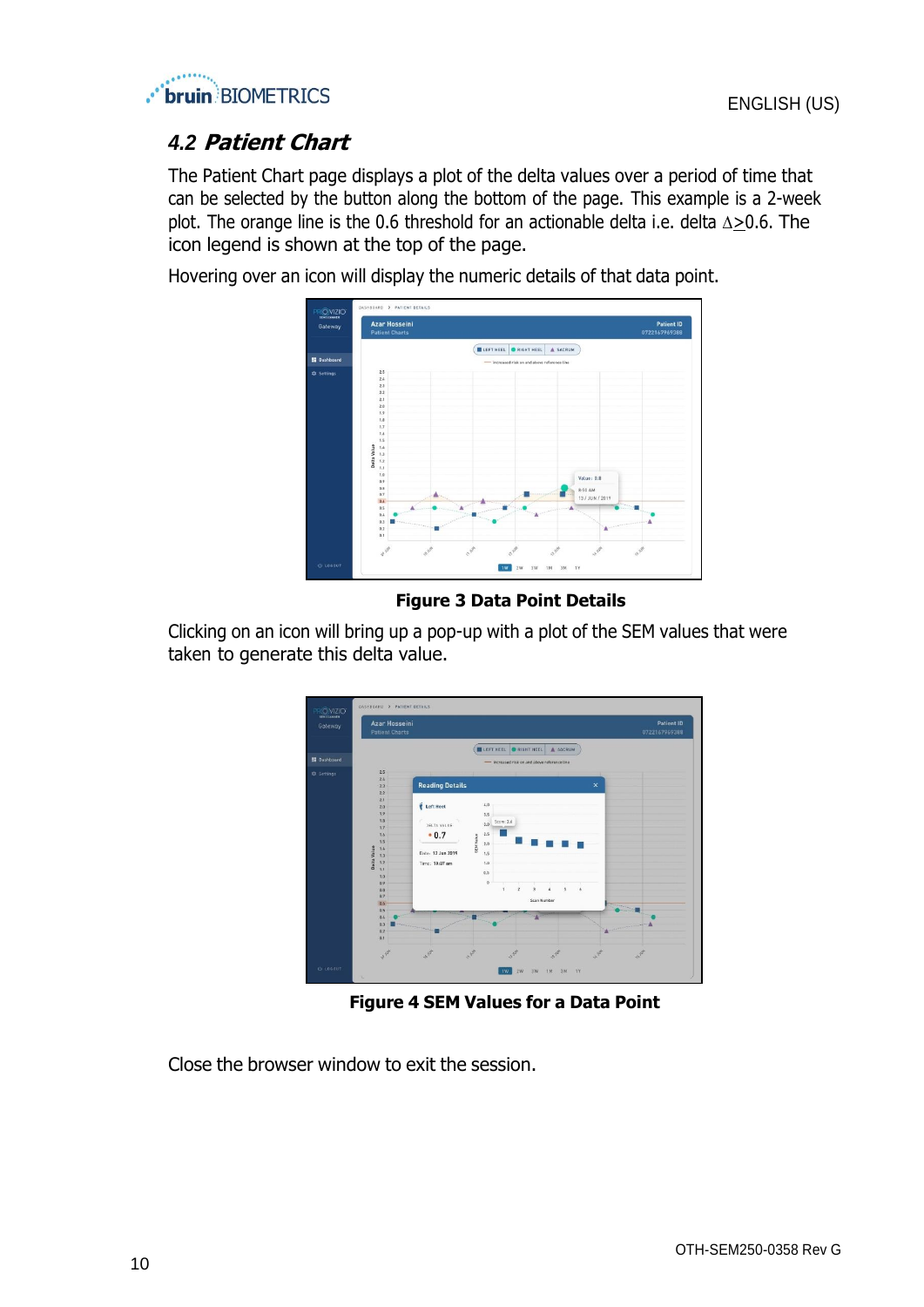## 4.2 *Patient Chart*

The Patient Chart page displays a plot of the delta values over a period of time that can be selected by the button along the bottom of the page. This example is a 2-week plot. The orange line is the 0.6 threshold for an actionable delta i.e. delta $\Delta \geq 0.6$. The icon legend is shown at the top of the page.

Hovering over an icon will display the numeric details of that data point.

**Figure 3 Data Point Details**

Clicking on an icon will bring up a pop-up with a plot of the SEM values that were taken to generate this delta value.

**Figure 4 SEM Values for a Data Point**

Close the browser window to exit the session.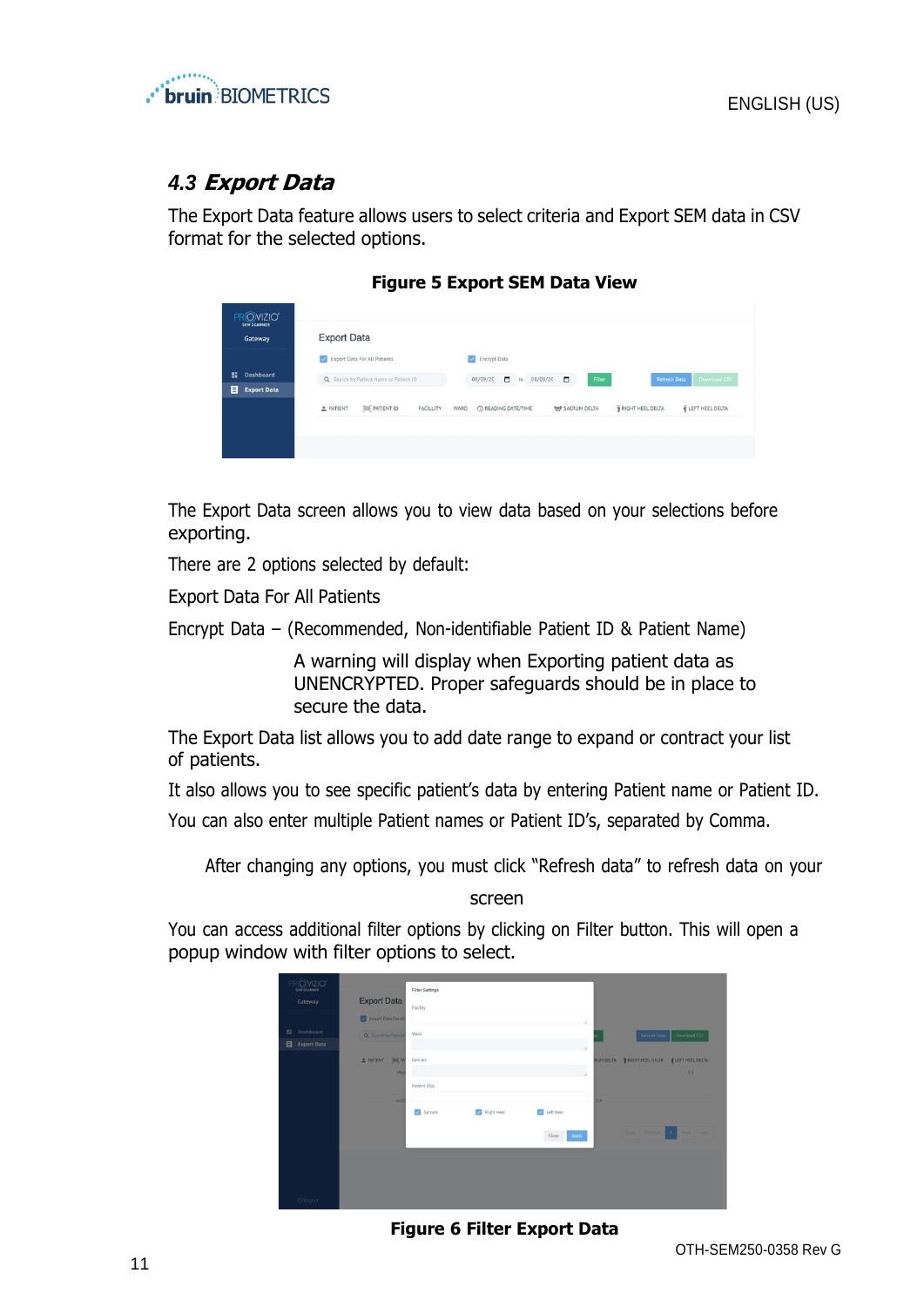## 4.3 *Export Data*

The Export Data feature allows users to select criteria and Export SEM data in CSV format for the selected options.

**Figure 5 Export SEM Data View**

The Export Data screen allows you to view data based on your selections before exporting.

There are 2 options selected by default:

Export Data For All Patients

Encrypt Data – (Recommended, Non-identifiable Patient ID & Patient Name)

A warning will display when Exporting patient data as UNENCRYPTED. Proper safeguards should be in place to secure the data.

The Export Data list allows you to add date range to expand or contract your list of patients.

It also allows you to see specific patient's data by entering Patient name or Patient ID.

You can also enter multiple Patient names or Patient ID's, separated by Comma.

After changing any options, you must click "Refresh data" to refresh data on your screen

You can access additional filter options by clicking on Filter button. This will open a popup window with filter options to select.

**Figure 6 Filter Export Data**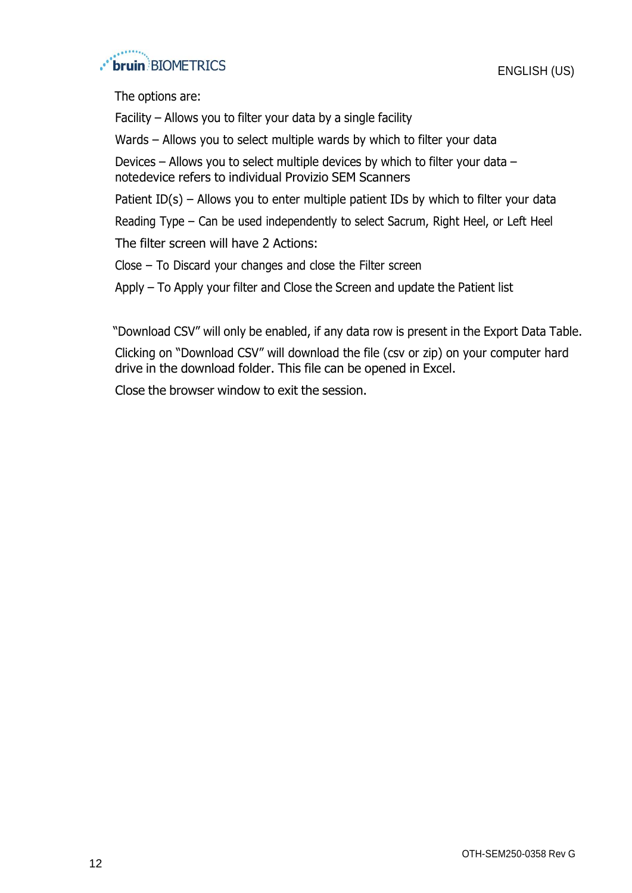The options are:

Facility – Allows you to filter your data by a single facility

Wards – Allows you to select multiple wards by which to filter your data

Devices – Allows you to select multiple devices by which to filter your data – notedevice refers to individual Provizio SEM Scanners

Patient ID(s) – Allows you to enter multiple patient IDs by which to filter your data

Reading Type – Can be used independently to select Sacrum, Right Heel, or Left Heel

The filter screen will have 2 Actions:

Close – To Discard your changes and close the Filter screen

Apply – To Apply your filter and Close the Screen and update the Patient list

"Download CSV" will only be enabled, if any data row is present in the Export Data Table.

Clicking on "Download CSV" will download the file (csv or zip) on your computer hard drive in the download folder. This file can be opened in Excel.

Close the browser window to exit the session.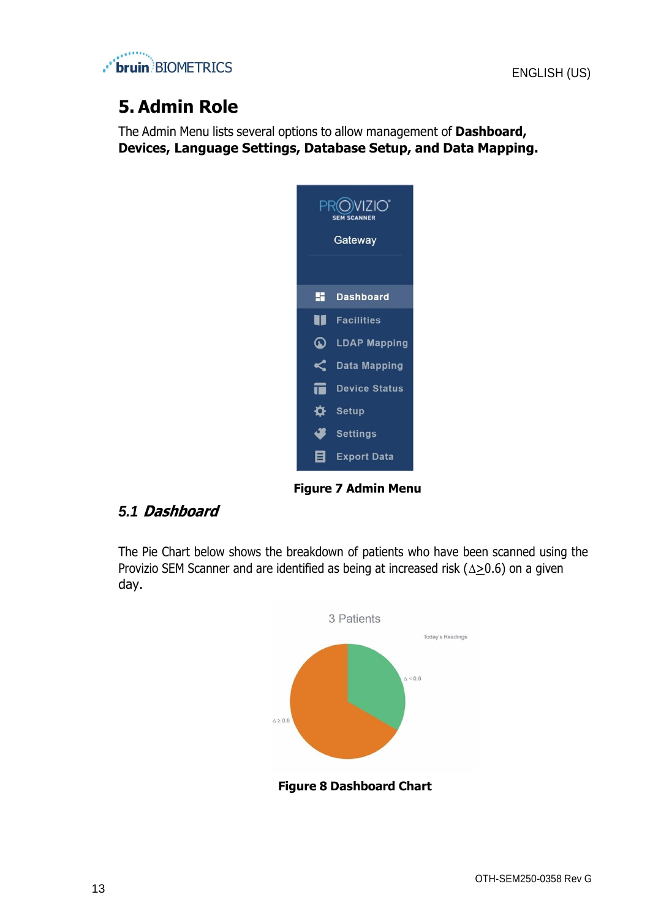# 5. Admin Role

The Admin Menu lists several options to allow management of **Dashboard, Devices, Language Settings, Database Setup, and Data Mapping.**

**Figure 7 Admin Menu**

## 5.1 *Dashboard*

The Pie Chart below shows the breakdown of patients who have been scanned using the Provizio SEM Scanner and are identified as being at increased risk ($\Delta \geq 0.6$) on a given day.

**Figure 8 Dashboard Chart**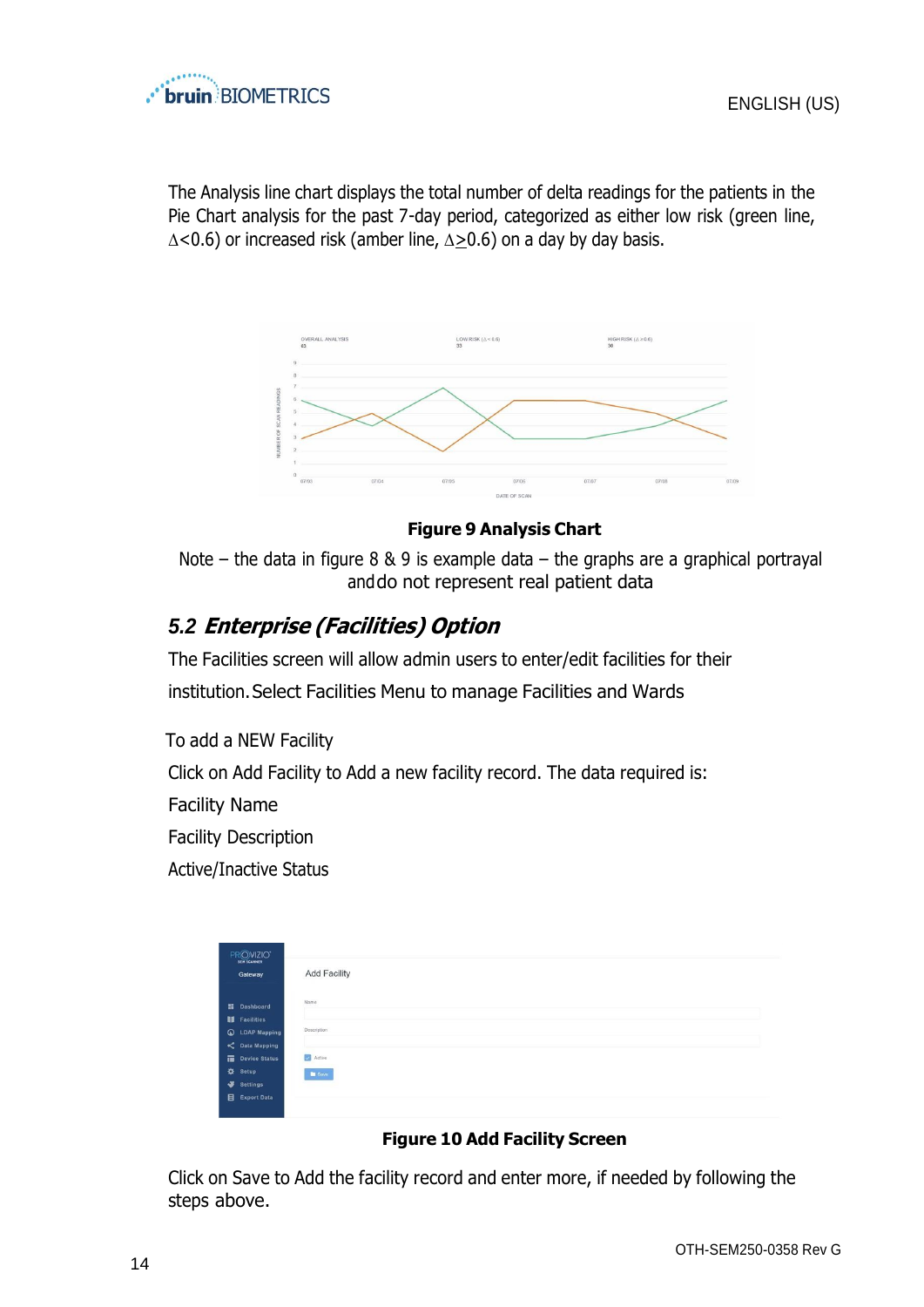The Analysis line chart displays the total number of delta readings for the patients in the Pie Chart analysis for the past 7-day period, categorized as either low risk (green line, $\Delta<0.6$) or increased risk (amber line, $\Delta\geq0.6$) on a day by day basis.

**Figure 9 Analysis Chart**

Note – the data in figure 8 & 9 is example data – the graphs are a graphical portrayal and do not represent real patient data

## 5.2 *Enterprise (Facilities) Option*

The Facilities screen will allow admin users to enter/edit facilities for their institution. Select Facilities Menu to manage Facilities and Wards

To add a NEW Facility

Click on Add Facility to Add a new facility record. The data required is:

Facility Name

Facility Description

Active/Inactive Status

**Figure 10 Add Facility Screen**

Click on Save to Add the facility record and enter more, if needed by following the steps above.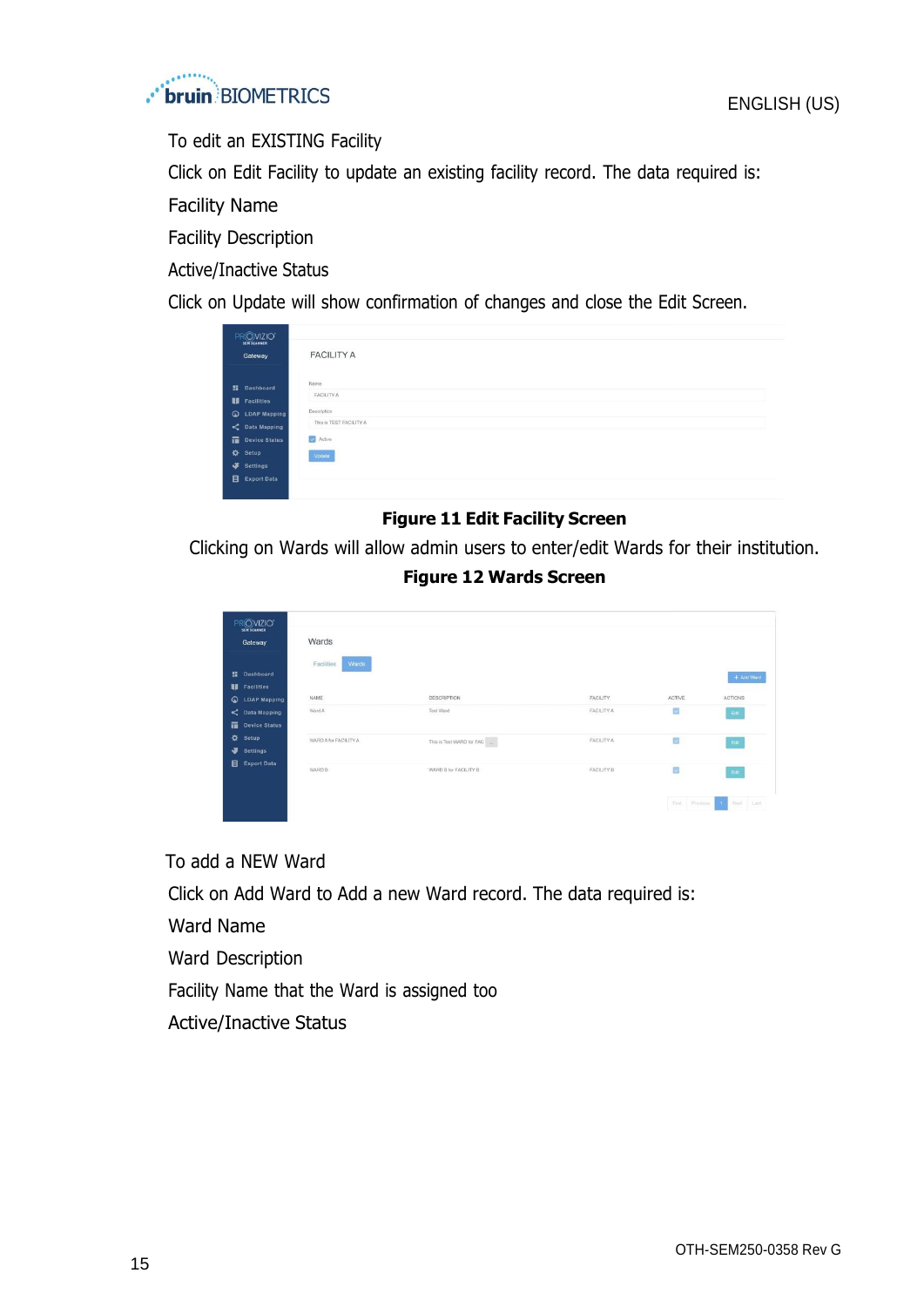To edit an EXISTING Facility

Click on Edit Facility to update an existing facility record. The data required is:

Facility Name

Facility Description

Active/Inactive Status

Click on Update will show confirmation of changes and close the Edit Screen.

**Figure 11 Edit Facility Screen**

Clicking on Wards will allow admin users to enter/edit Wards for their institution.

**Figure 12 Wards Screen**

To add a NEW Ward

Click on Add Ward to Add a new Ward record. The data required is:

Ward Name

Ward Description

Facility Name that the Ward is assigned too

Active/Inactive Status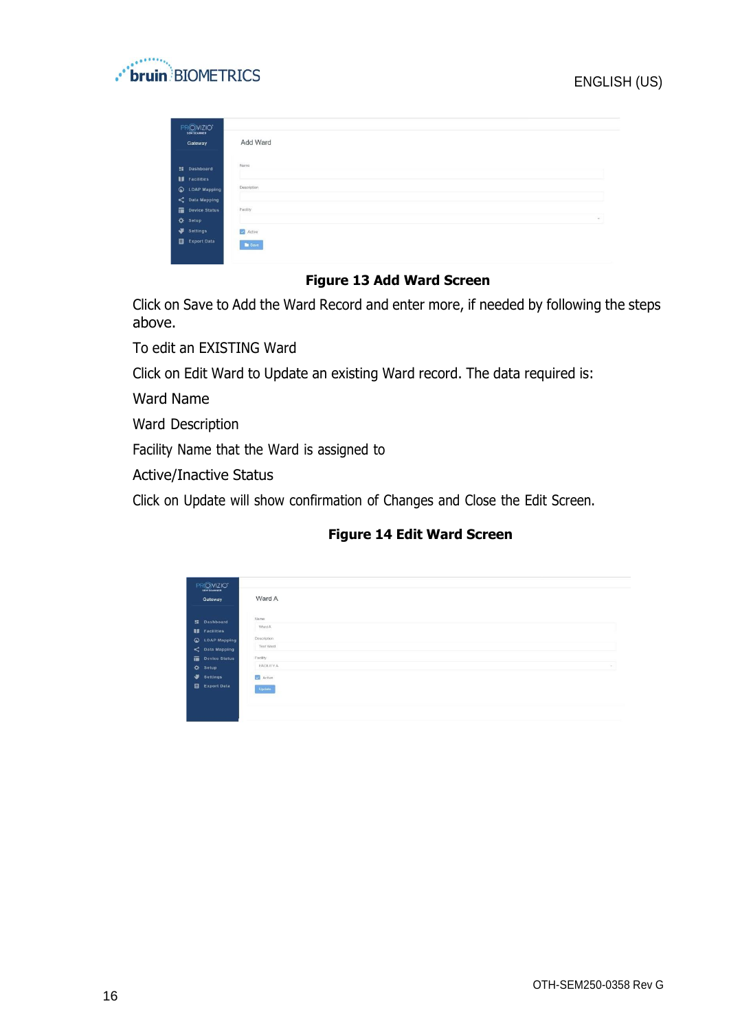**Figure 13 Add Ward Screen**

Click on Save to Add the Ward Record and enter more, if needed by following the steps above.

To edit an EXISTING Ward

Click on Edit Ward to Update an existing Ward record. The data required is:

Ward Name

Ward Description

Facility Name that the Ward is assigned to

Active/Inactive Status

Click on Update will show confirmation of Changes and Close the Edit Screen.

**Figure 14 Edit Ward Screen**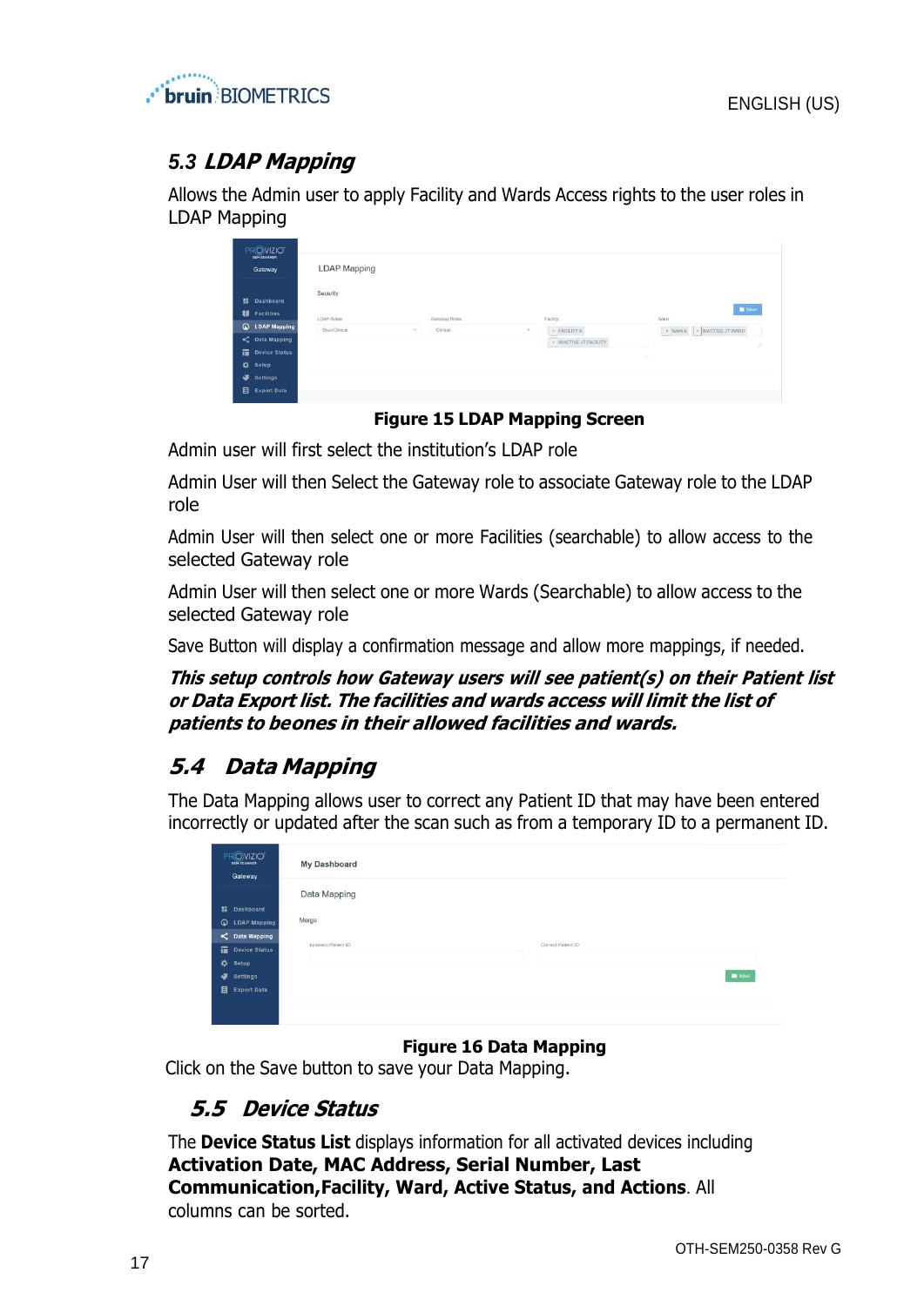## 5.3 *LDAP Mapping*

Allows the Admin user to apply Facility and Wards Access rights to the user roles in LDAP Mapping

**Figure 15 LDAP Mapping Screen**

Admin user will first select the institution's LDAP role

Admin User will then Select the Gateway role to associate Gateway role to the LDAP role

Admin User will then select one or more Facilities (searchable) to allow access to the selected Gateway role

Admin User will then select one or more Wards (Searchable) to allow access to the selected Gateway role

Save Button will display a confirmation message and allow more mappings, if needed.

***This setup controls how Gateway users will see patient(s) on their Patient list or Data Export list. The facilities and wards access will limit the list of patients to beones in their allowed facilities and wards.***

## *5.4 Data Mapping*

The Data Mapping allows user to correct any Patient ID that may have been entered incorrectly or updated after the scan such as from a temporary ID to a permanent ID.

**Figure 16 Data Mapping**

Click on the Save button to save your Data Mapping.

## *5.5 Device Status*

The **Device Status List** displays information for all activated devices including **Activation Date, MAC Address, Serial Number, Last Communication,Facility, Ward, Active Status, and Actions**. All columns can be sorted.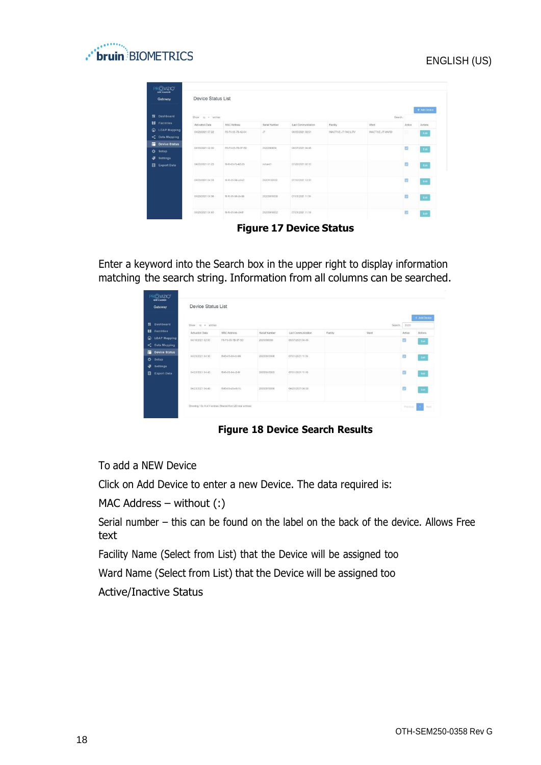**Figure 17 Device Status**

Enter a keyword into the Search box in the upper right to display information matching the search string. Information from all columns can be searched.

**Figure 18 Device Search Results**

To add a NEW Device

Click on Add Device to enter a new Device. The data required is:

MAC Address – without (:)

Serial number – this can be found on the label on the back of the device. Allows Free text

Facility Name (Select from List) that the Device will be assigned too

Ward Name (Select from List) that the Device will be assigned too

Active/Inactive Status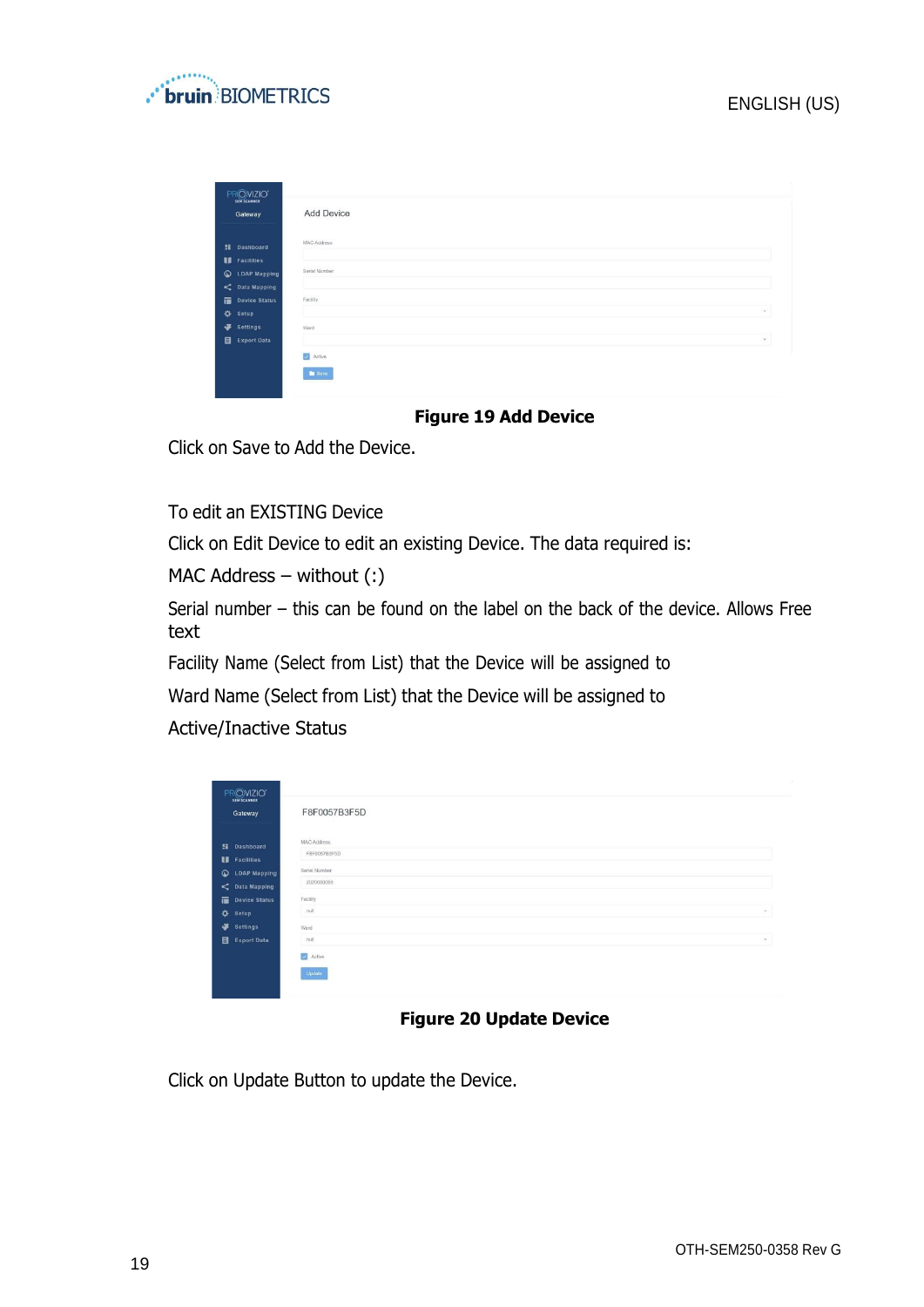**Figure 19 Add Device**

Click on Save to Add the Device.

To edit an EXISTING Device

Click on Edit Device to edit an existing Device. The data required is:

MAC Address – without (:)

Serial number – this can be found on the label on the back of the device. Allows Free text

Facility Name (Select from List) that the Device will be assigned to

Ward Name (Select from List) that the Device will be assigned to

Active/Inactive Status

**Figure 20 Update Device**

Click on Update Button to update the Device.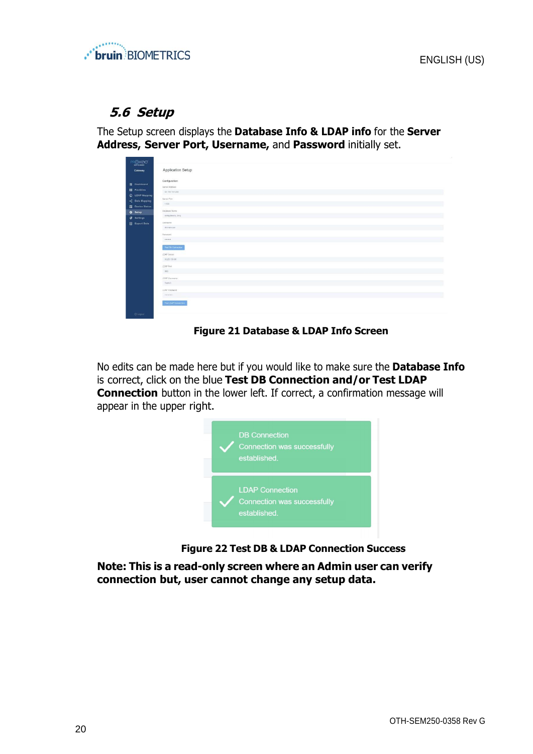## 5.6 Setup

The Setup screen displays the **Database Info & LDAP info** for the **Server Address, Server Port, Username,** and **Password** initially set.

**Figure 21 Database & LDAP Info Screen**

No edits can be made here but if you would like to make sure the **Database Info** is correct, click on the blue **Test DB Connection and/or Test LDAP Connection** button in the lower left. If correct, a confirmation message will appear in the upper right.

**Figure 22 Test DB & LDAP Connection Success**

**Note: This is a read-only screen where an Admin user can verify connection but, user cannot change any setup data.**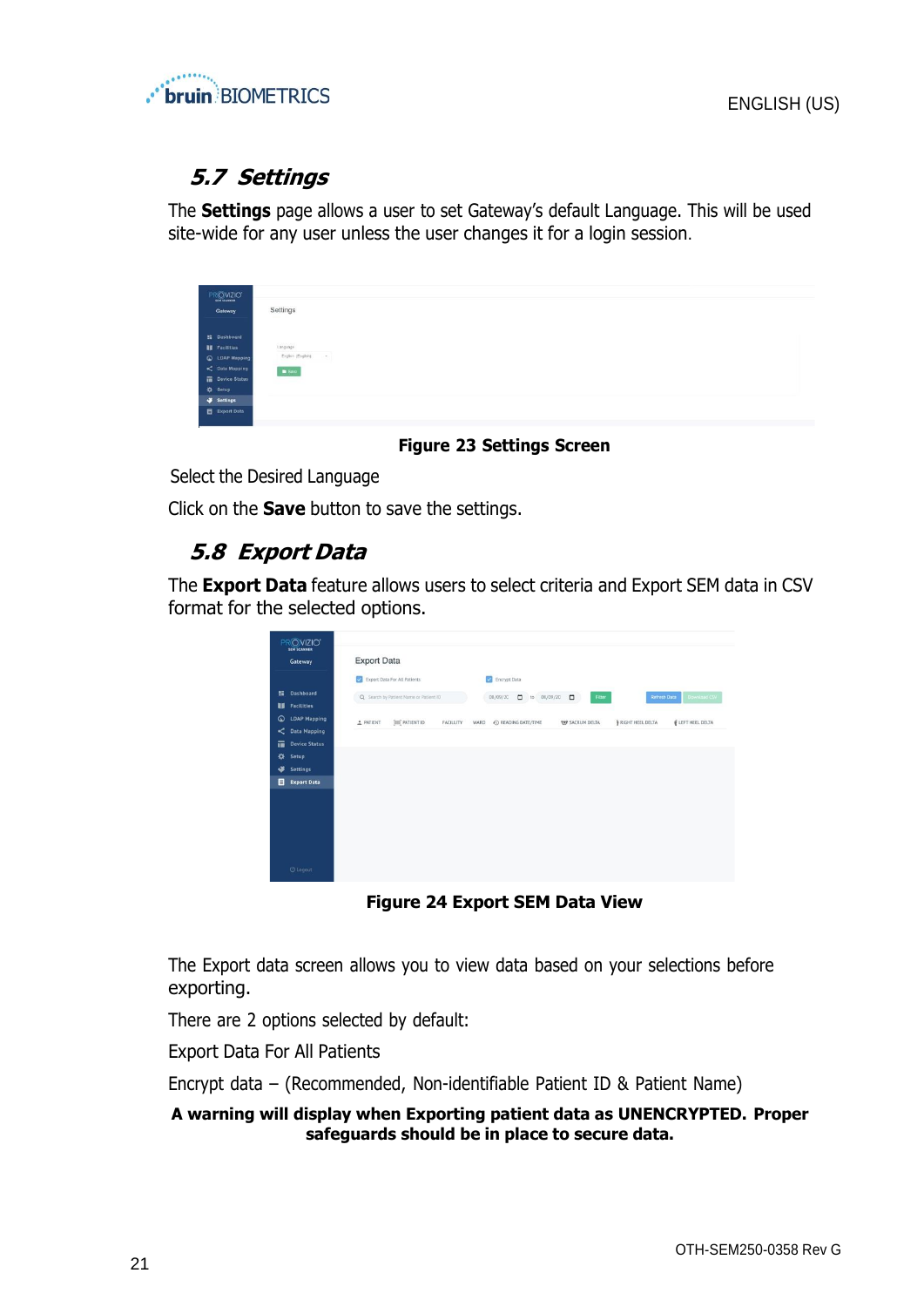## 5.7 Settings

The **Settings** page allows a user to set Gateway's default Language. This will be used site-wide for any user unless the user changes it for a login session.

**Figure 23 Settings Screen**

Select the Desired Language

Click on the **Save** button to save the settings.

## 5.8 Export Data

The **Export Data** feature allows users to select criteria and Export SEM data in CSV format for the selected options.

**Figure 24 Export SEM Data View**

The Export data screen allows you to view data based on your selections before exporting.

There are 2 options selected by default:

Export Data For All Patients

Encrypt data – (Recommended, Non-identifiable Patient ID & Patient Name)

**A warning will display when Exporting patient data as UNENCRYPTED. Proper safeguards should be in place to secure data.**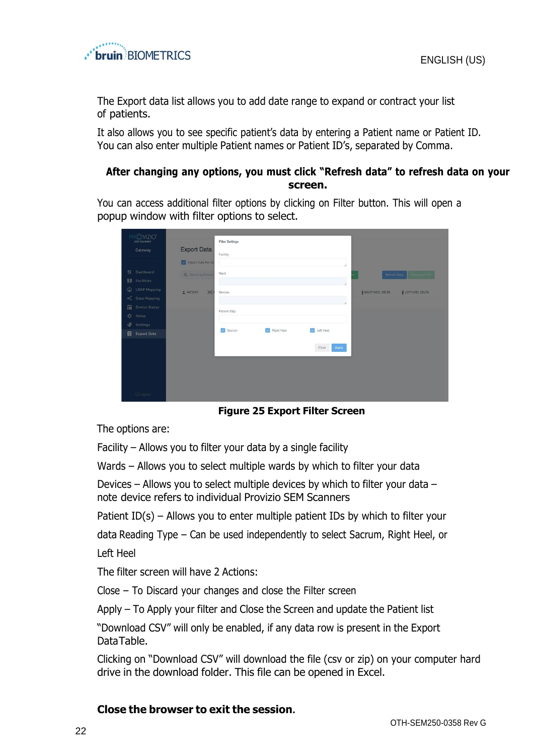The Export data list allows you to add date range to expand or contract your list of patients.

It also allows you to see specific patient's data by entering a Patient name or Patient ID. You can also enter multiple Patient names or Patient ID's, separated by Comma.

**After changing any options, you must click "Refresh data" to refresh data on your screen.**

You can access additional filter options by clicking on Filter button. This will open a popup window with filter options to select.

**Figure 25 Export Filter Screen**

The options are:

Facility – Allows you to filter your data by a single facility

Wards – Allows you to select multiple wards by which to filter your data

Devices – Allows you to select multiple devices by which to filter your data – note device refers to individual Provizio SEM Scanners

Patient ID(s) – Allows you to enter multiple patient IDs by which to filter your

data Reading Type – Can be used independently to select Sacrum, Right Heel, or

Left Heel

The filter screen will have 2 Actions:

Close – To Discard your changes and close the Filter screen

Apply – To Apply your filter and Close the Screen and update the Patient list

"Download CSV" will only be enabled, if any data row is present in the Export DataTable.

Clicking on "Download CSV" will download the file (csv or zip) on your computer hard drive in the download folder. This file can be opened in Excel.

**Close the browser to exit the session.**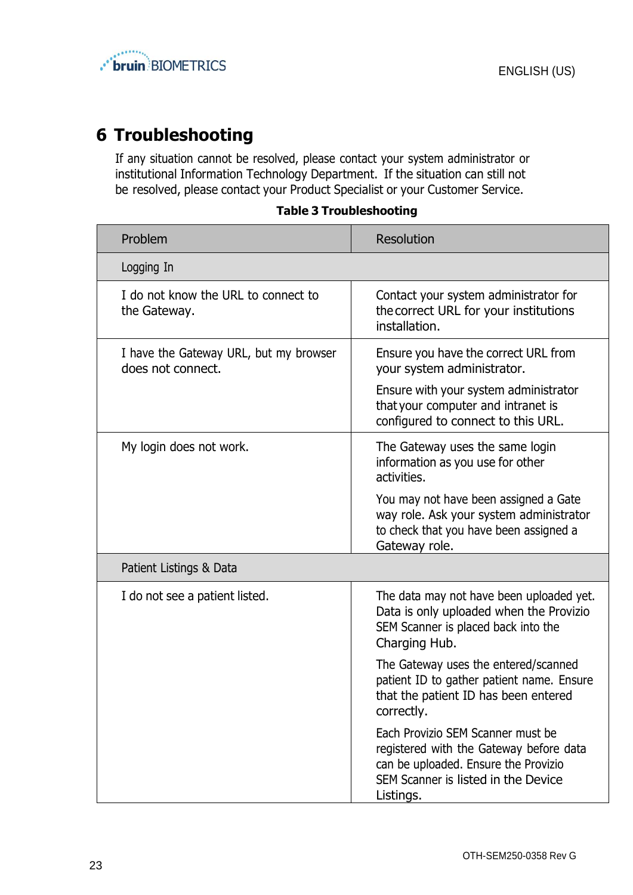# 6 Troubleshooting

If any situation cannot be resolved, please contact your system administrator or institutional Information Technology Department. If the situation can still not be resolved, please contact your Product Specialist or your Customer Service.

**Table 3 Troubleshooting**

| Problem | Resolution |
|---|---|
| Logging In | |
| I do not know the URL to connect to the Gateway. | Contact your system administrator for the correct URL for your institutions installation. |
| I have the Gateway URL, but my browser does not connect. | Ensure you have the correct URL from your system administrator.<br><br>Ensure with your system administrator that your computer and intranet is configured to connect to this URL. |
| My login does not work. | The Gateway uses the same login information as you use for other activities.<br><br>You may not have been assigned a Gate way role. Ask your system administrator to check that you have been assigned a Gateway role. |
| Patient Listings & Data | |
| I do not see a patient listed. | The data may not have been uploaded yet. Data is only uploaded when the Provizio SEM Scanner is placed back into the Charging Hub.<br><br>The Gateway uses the entered/scanned patient ID to gather patient name. Ensure that the patient ID has been entered correctly.<br><br>Each Provizio SEM Scanner must be registered with the Gateway before data can be uploaded. Ensure the Provizio SEM Scanner is listed in the Device Listings. |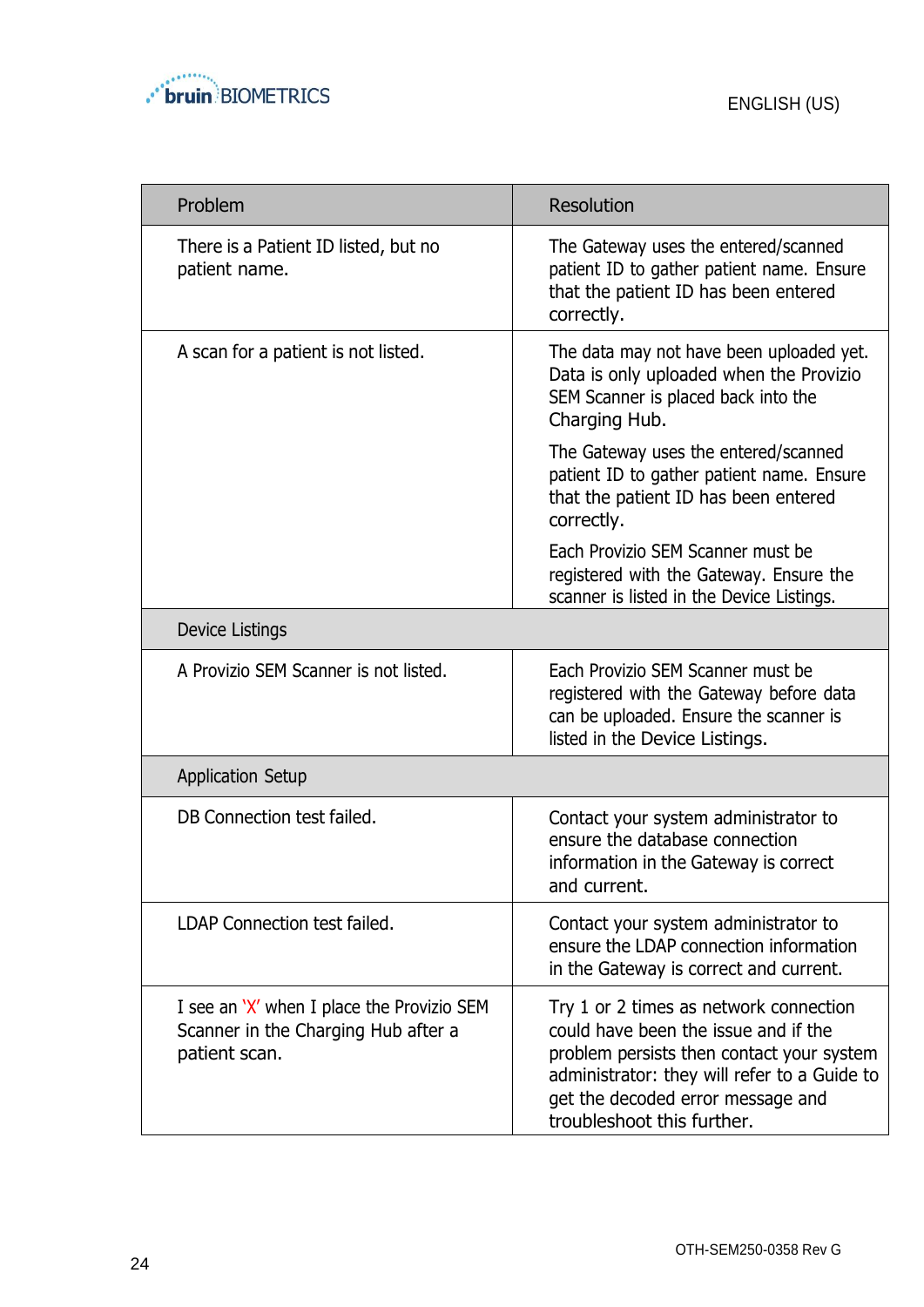| Problem | Resolution |
|---|---|
| There is a Patient ID listed, but no patient name. | The Gateway uses the entered/scanned patient ID to gather patient name. Ensure that the patient ID has been entered correctly. |
| A scan for a patient is not listed. | The data may not have been uploaded yet. Data is only uploaded when the Provizio SEM Scanner is placed back into the Charging Hub.<br><br>The Gateway uses the entered/scanned patient ID to gather patient name. Ensure that the patient ID has been entered correctly.<br><br>Each Provizio SEM Scanner must be registered with the Gateway. Ensure the scanner is listed in the Device Listings. |
| Device Listings | |
| A Provizio SEM Scanner is not listed. | Each Provizio SEM Scanner must be registered with the Gateway before data can be uploaded. Ensure the scanner is listed in the Device Listings. |
| Application Setup | |
| DB Connection test failed. | Contact your system administrator to ensure the database connection information in the Gateway is correct and current. |
| LDAP Connection test failed. | Contact your system administrator to ensure the LDAP connection information in the Gateway is correct and current. |
| I see an 'X' when I place the Provizio SEM Scanner in the Charging Hub after a patient scan. | Try 1 or 2 times as network connection could have been the issue and if the problem persists then contact your system administrator: they will refer to a Guide to get the decoded error message and troubleshoot this further. |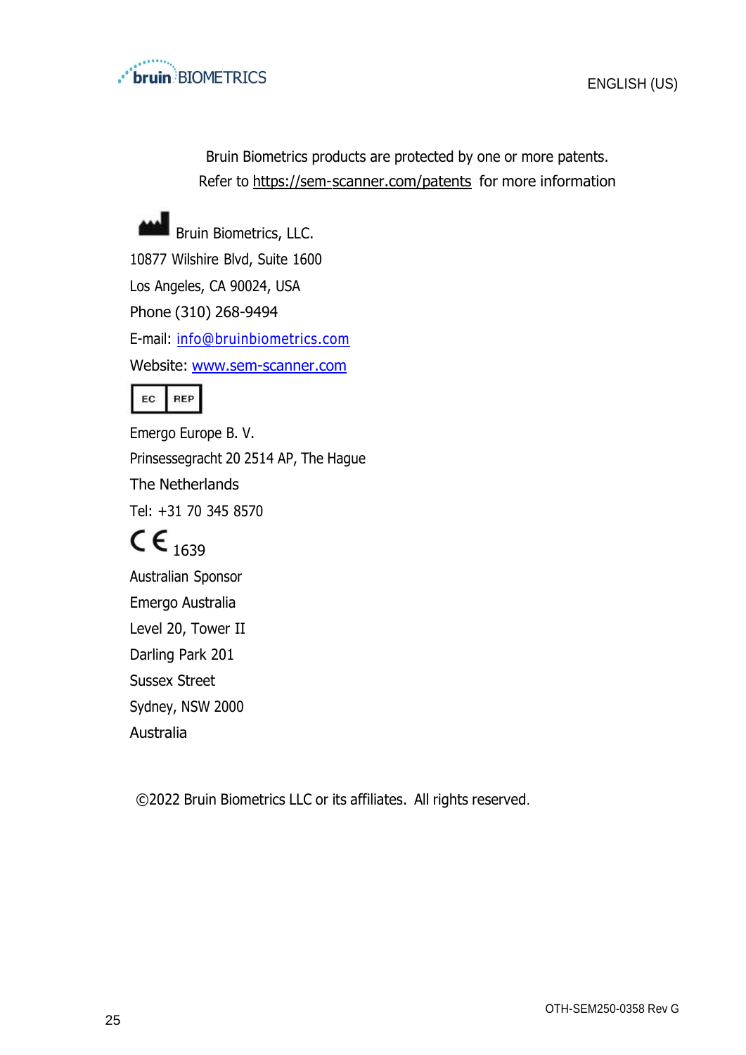Bruin Biometrics products are protected by one or more patents.
Refer to https://sem-scanner.com/patents for more information

Bruin Biometrics, LLC.
10877 Wilshire Blvd, Suite 1600
Los Angeles, CA 90024, USA
Phone (310) 268-9494
E-mail: info@bruinbiometrics.com
Website: www.sem-scanner.com

EC REP

Emergo Europe B. V.
Prinsessegracht 20 2514 AP, The Hague
The Netherlands
Tel: +31 70 345 8570

CE 1639

Australian Sponsor
Emergo Australia
Level 20, Tower II
Darling Park 201
Sussex Street
Sydney, NSW 2000
Australia

©2022 Bruin Biometrics LLC or its affiliates. All rights reserved.

OTH-SEM250-0358 Rev G